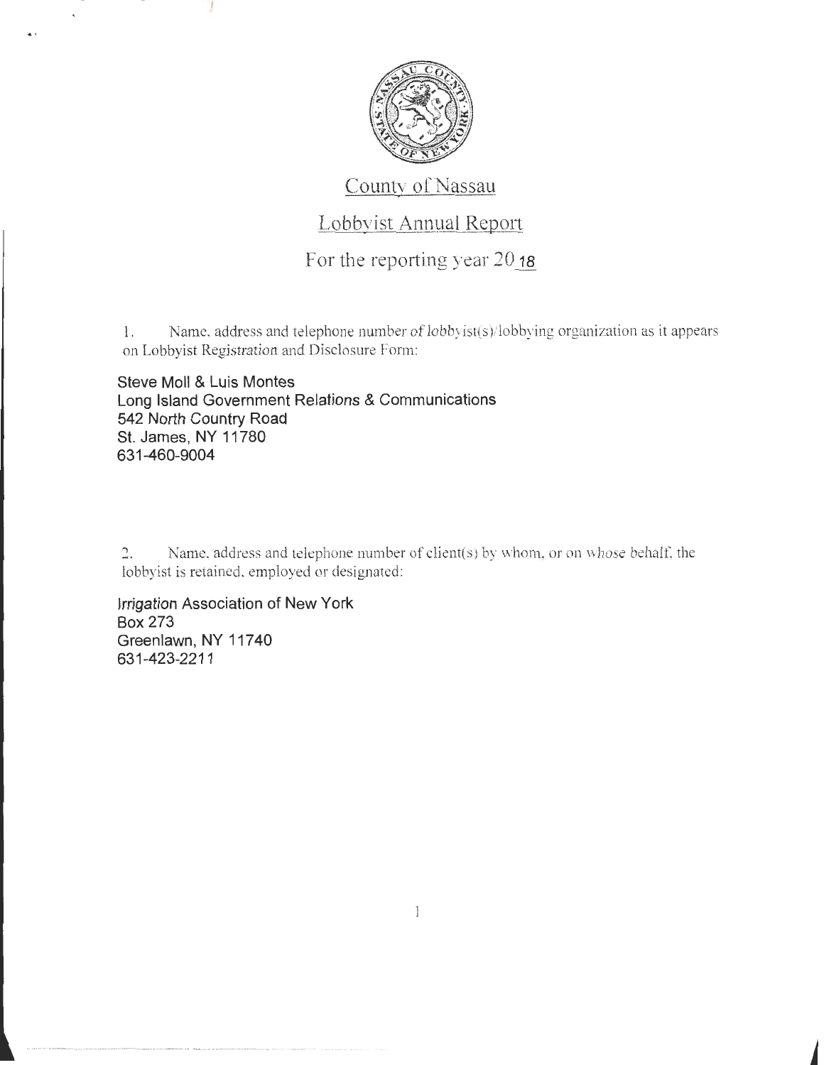# County of Nassau

## Lobbyist Annual Report

### For the reporting year 2018

1. Name, address and telephone number of lobbyist(s)/lobbying organization as it appears on Lobbyist Registration and Disclosure Form:

Steve Moll & Luis Montes
Long Island Government Relations & Communications
542 North Country Road
St. James, NY 11780
631-460-9004

2. Name, address and telephone number of client(s) by whom, or on whose behalf, the lobbyist is retained, employed or designated:

Irrigation Association of New York
Box 273
Greenlawn, NY 11740
631-423-2211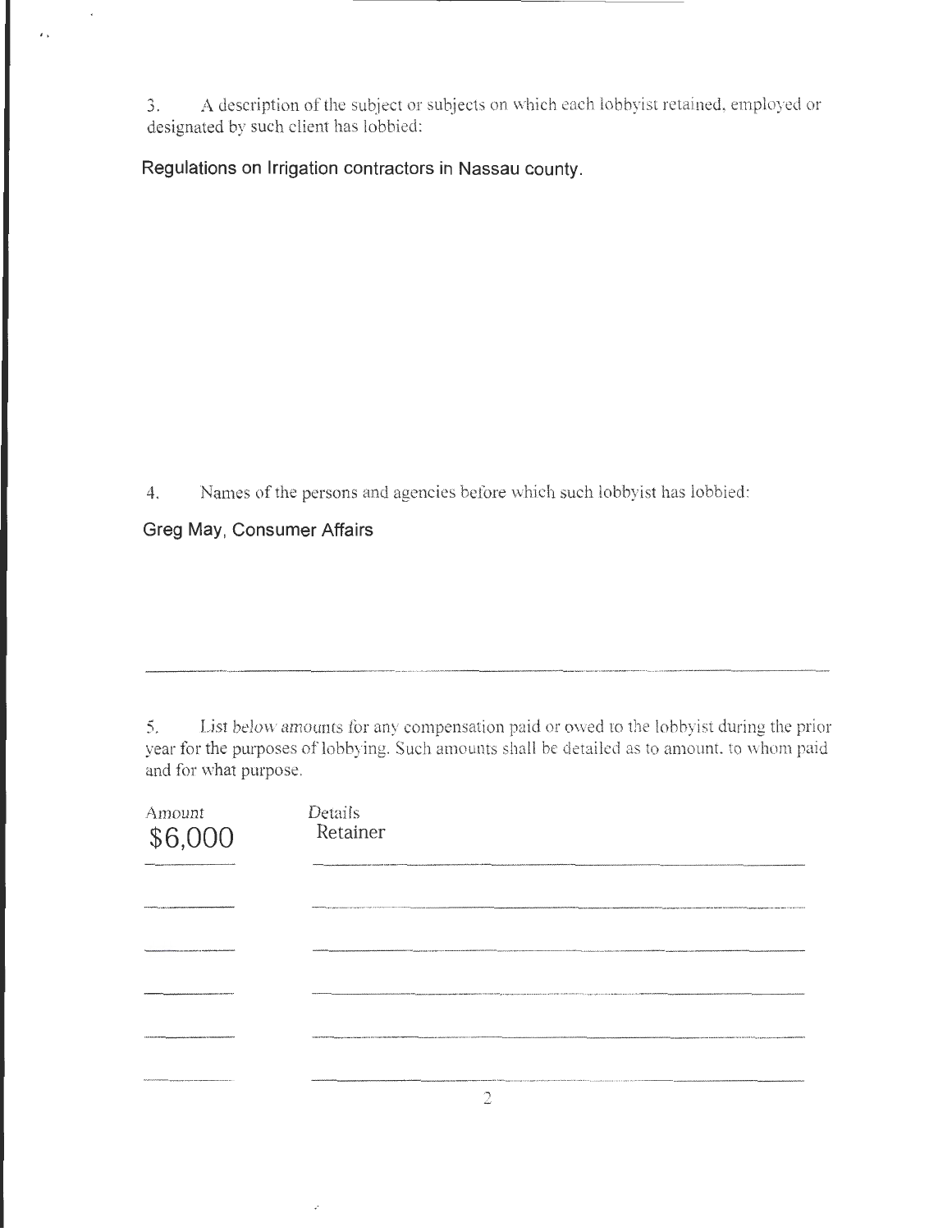3. A description of the subject or subjects on which each lobbyist retained, employed or designated by such client has lobbied:

**Regulations on Irrigation contractors in Nassau county.**

4. Names of the persons and agencies before which such lobbyist has lobbied:

**Greg May, Consumer Affairs**

5. List below amounts for any compensation paid or owed to the lobbyist during the prior year for the purposes of lobbying. Such amounts shall be detailed as to amount, to whom paid and for what purpose.

| Amount | Details |
|---|---|
| $6,000 | Retainer |
| | |
| | |
| | |
| | |
| | |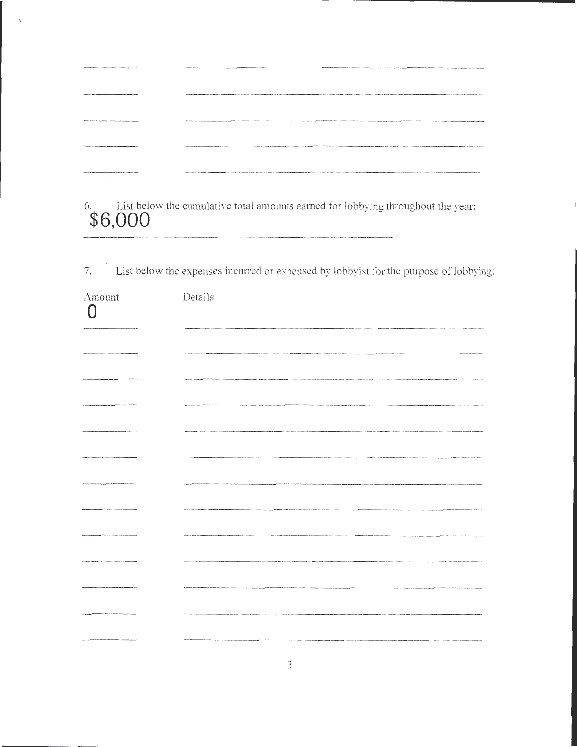6. List below the cumulative total amounts earned for lobbying throughout the year:

$6,000

7. List below the expenses incurred or expensed by lobbyist for the purpose of lobbying:

| Amount | Details |
| --- | --- |
| 0 | |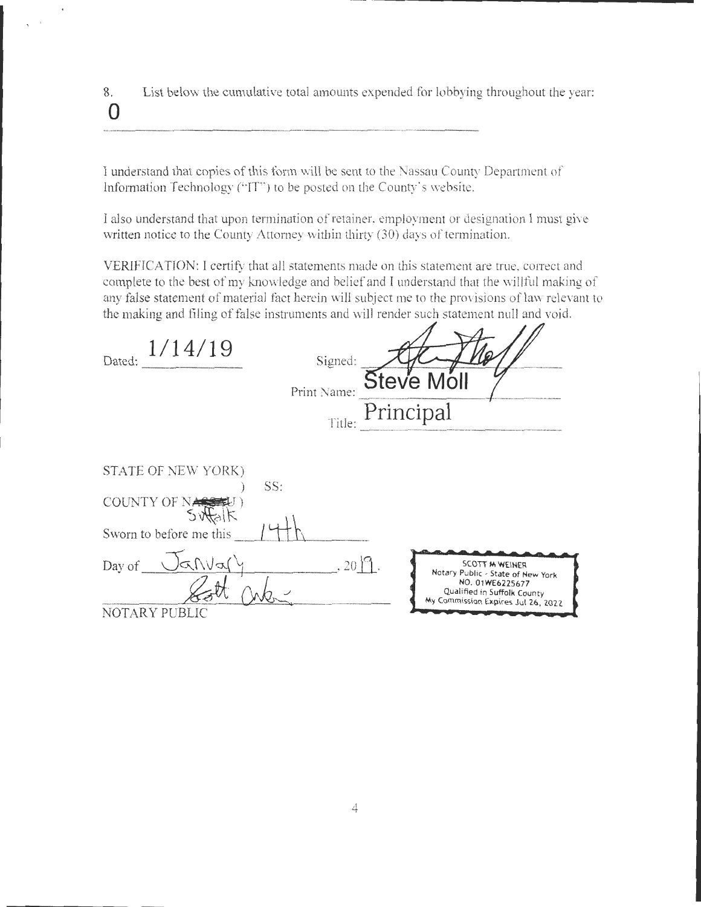8. List below the cumulative total amounts expended for lobbying throughout the year:

0

I understand that copies of this form will be sent to the Nassau County Department of Information Technology ("IT") to be posted on the County's website.

I also understand that upon termination of retainer, employment or designation I must give written notice to the County Attorney within thirty (30) days of termination.

VERIFICATION: I certify that all statements made on this statement are true, correct and complete to the best of my knowledge and belief and I understand that the willful making of any false statement of material fact herein will subject me to the provisions of law relevant to the making and filing of false instruments and will render such statement null and void.

Dated: 1/14/19

Signed: [signature]

Print Name: Steve Moll

Title: Principal

STATE OF NEW YORK)
) SS:
COUNTY OF ~~NASSAU~~ Suffolk)

Sworn to before me this 14th

Day of January, 2019.

[signature]

NOTARY PUBLIC

SCOTT M WEINER
Notary Public - State of New York
NO. 01WE6225677
Qualified in Suffolk County
My Commission Expires Jul 26, 2022